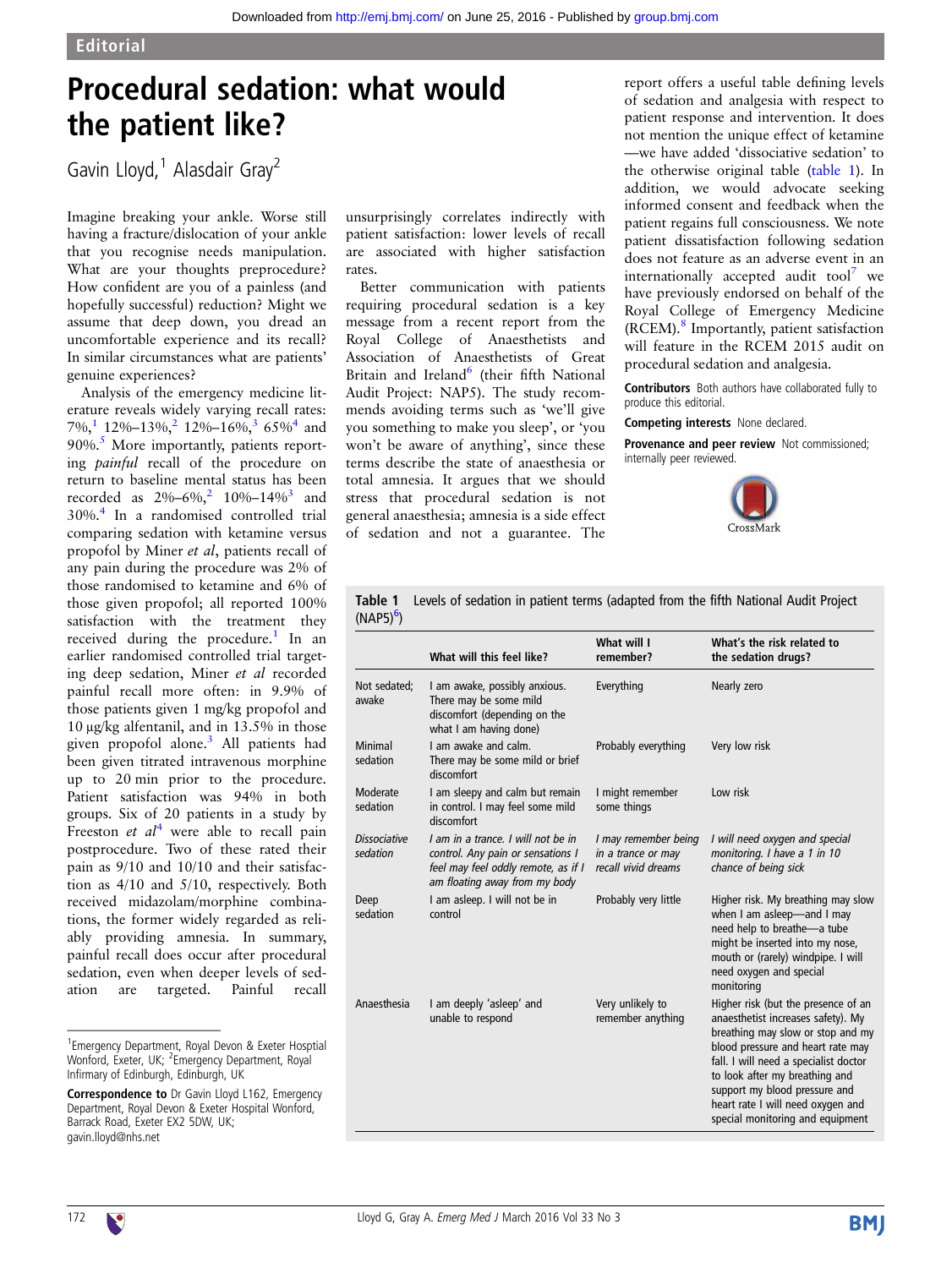Editorial

# Procedural sedation: what would the patient like?

Gavin Lloyd,[1] Alasdair Gray[2]

Imagine breaking your ankle. Worse still having a fracture/dislocation of your ankle that you recognise needs manipulation. What are your thoughts preprocedure? How confident are you of a painless (and hopefully successful) reduction? Might we assume that deep down, you dread an uncomfortable experience and its recall? In similar circumstances what are patients' genuine experiences?

Analysis of the emergency medicine literature reveals widely varying recall rates: 7%,[1] 12%–13%,[2] 12%–16%,[3] 65%[4] and 90%.[5] More importantly, patients reporting *painful* recall of the procedure on return to baseline mental status has been recorded as 2%–6%,[2] 10%–14%[3] and 30%.[4] In a randomised controlled trial comparing sedation with ketamine versus propofol by Miner *et al*, patients recall of any pain during the procedure was 2% of those randomised to ketamine and 6% of those given propofol; all reported 100% satisfaction with the treatment they received during the procedure.[1] In an earlier randomised controlled trial targeting deep sedation, Miner *et al* recorded painful recall more often: in 9.9% of those patients given 1 mg/kg propofol and 10 μg/kg alfentanil, and in 13.5% in those given propofol alone.[3] All patients had been given titrated intravenous morphine up to 20 min prior to the procedure. Patient satisfaction was 94% in both groups. Six of 20 patients in a study by Freeston *et al*[4] were able to recall pain postprocedure. Two of these rated their pain as 9/10 and 10/10 and their satisfaction as 4/10 and 5/10, respectively. Both received midazolam/morphine combinations, the former widely regarded as reliably providing amnesia. In summary, painful recall does occur after procedural sedation, even when deeper levels of sedation are targeted. Painful recall unsurprisingly correlates indirectly with patient satisfaction: lower levels of recall are associated with higher satisfaction rates.

Better communication with patients requiring procedural sedation is a key message from a recent report from the Royal College of Anaesthetists and Association of Anaesthetists of Great Britain and Ireland[6] (their fifth National Audit Project: NAP5). The study recommends avoiding terms such as 'we'll give you something to make you sleep', or 'you won't be aware of anything', since these terms describe the state of anaesthesia or total amnesia. It argues that we should stress that procedural sedation is not general anaesthesia; amnesia is a side effect of sedation and not a guarantee. The report offers a useful table defining levels of sedation and analgesia with respect to patient response and intervention. It does not mention the unique effect of ketamine—we have added 'dissociative sedation' to the otherwise original table (table 1). In addition, we would advocate seeking informed consent and feedback when the patient regains full consciousness. We note patient dissatisfaction following sedation does not feature as an adverse event in an internationally accepted audit tool[7] we have previously endorsed on behalf of the Royal College of Emergency Medicine (RCEM).[8] Importantly, patient satisfaction will feature in the RCEM 2015 audit on procedural sedation and analgesia.

**Contributors** Both authors have collaborated fully to produce this editorial.

**Competing interests** None declared.

**Provenance and peer review** Not commissioned; internally peer reviewed.

**Table 1** Levels of sedation in patient terms (adapted from the fifth National Audit Project (NAP5)[6])

| | What will this feel like? | What will I remember? | What's the risk related to the sedation drugs? |
|---|---|---|---|
| Not sedated; awake | I am awake, possibly anxious. There may be some mild discomfort (depending on the what I am having done) | Everything | Nearly zero |
| Minimal sedation | I am awake and calm. There may be some mild or brief discomfort | Probably everything | Very low risk |
| Moderate sedation | I am sleepy and calm but remain in control. I may feel some mild discomfort | I might remember some things | Low risk |
| *Dissociative sedation* | *I am in a trance. I will not be in control. Any pain or sensations I feel may feel oddly remote, as if I am floating away from my body* | *I may remember being in a trance or may recall vivid dreams* | *I will need oxygen and special monitoring. I have a 1 in 10 chance of being sick* |
| Deep sedation | I am asleep. I will not be in control | Probably very little | Higher risk. My breathing may slow when I am asleep—and I may need help to breathe—a tube might be inserted into my nose, mouth or (rarely) windpipe. I will need oxygen and special monitoring |
| Anaesthesia | I am deeply 'asleep' and unable to respond | Very unlikely to remember anything | Higher risk (but the presence of an anaesthetist increases safety). My breathing may slow or stop and my blood pressure and heart rate may fall. I will need a specialist doctor to look after my breathing and support my blood pressure and heart rate I will need oxygen and special monitoring and equipment |

[1]Emergency Department, Royal Devon & Exeter Hosptial Wonford, Exeter, UK; [2]Emergency Department, Royal Infirmary of Edinburgh, Edinburgh, UK

**Correspondence to** Dr Gavin Lloyd L162, Emergency Department, Royal Devon & Exeter Hospital Wonford, Barrack Road, Exeter EX2 5DW, UK; gavin.lloyd@nhs.net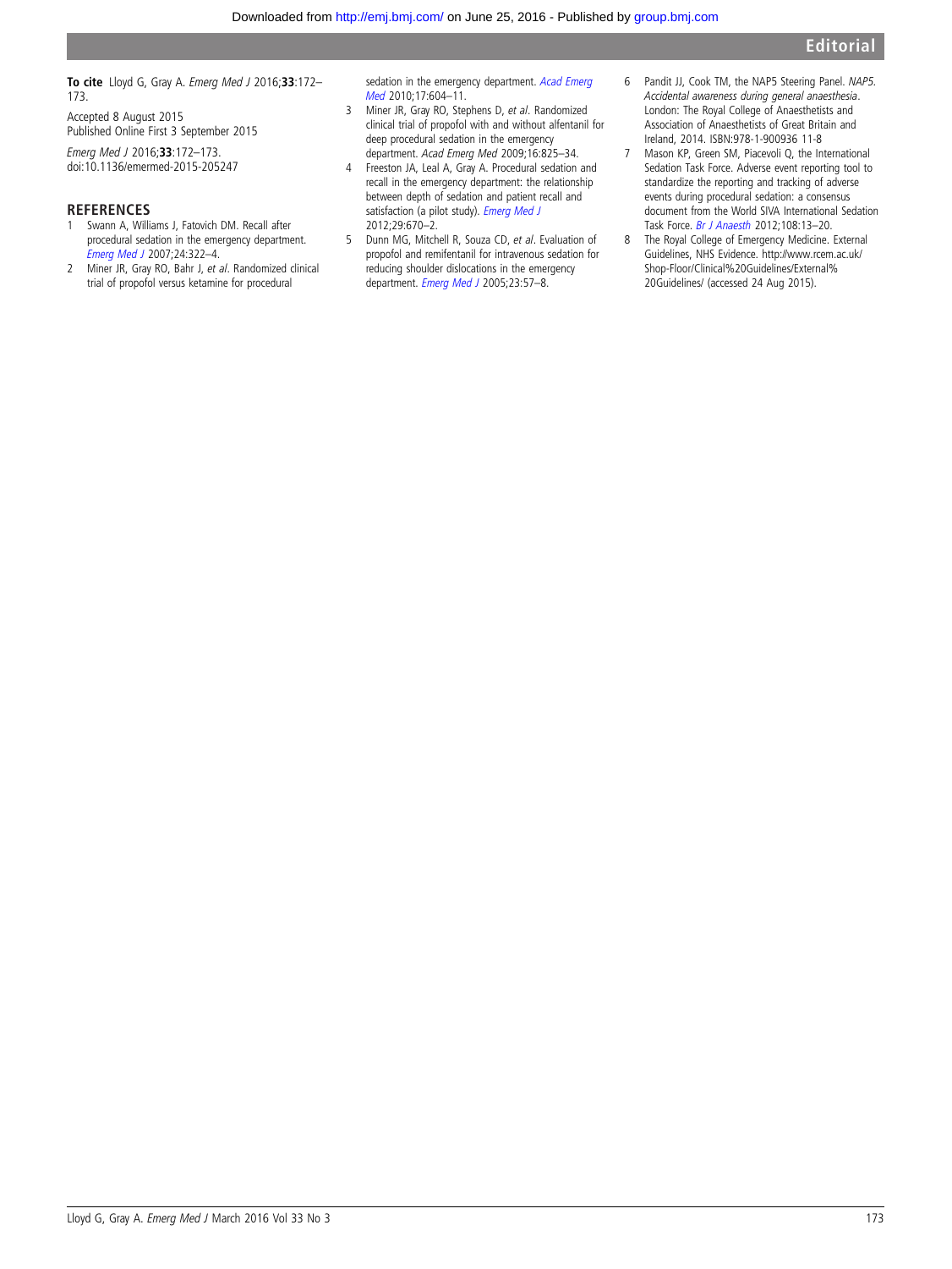**To cite** Lloyd G, Gray A. *Emerg Med J* 2016;**33**:172–173.

Accepted 8 August 2015
Published Online First 3 September 2015

*Emerg Med J* 2016;**33**:172–173.
doi:10.1136/emermed-2015-205247

## REFERENCES

1. Swann A, Williams J, Fatovich DM. Recall after procedural sedation in the emergency department. *Emerg Med J* 2007;24:322–4.
2. Miner JR, Gray RO, Bahr J, *et al*. Randomized clinical trial of propofol versus ketamine for procedural sedation in the emergency department. *Acad Emerg Med* 2010;17:604–11.
3. Miner JR, Gray RO, Stephens D, *et al*. Randomized clinical trial of propofol with and without alfentanil for deep procedural sedation in the emergency department. *Acad Emerg Med* 2009;16:825–34.
4. Freeston JA, Leal A, Gray A. Procedural sedation and recall in the emergency department: the relationship between depth of sedation and patient recall and satisfaction (a pilot study). *Emerg Med J* 2012;29:670–2.
5. Dunn MG, Mitchell R, Souza CD, *et al*. Evaluation of propofol and remifentanil for intravenous sedation for reducing shoulder dislocations in the emergency department. *Emerg Med J* 2005;23:57–8.
6. Pandit JJ, Cook TM, the NAP5 Steering Panel. *NAP5. Accidental awareness during general anaesthesia*. London: The Royal College of Anaesthetists and Association of Anaesthetists of Great Britain and Ireland, 2014. ISBN:978-1-900936 11-8
7. Mason KP, Green SM, Piacevoli Q, the International Sedation Task Force. Adverse event reporting tool to standardize the reporting and tracking of adverse events during procedural sedation: a consensus document from the World SIVA International Sedation Task Force. *Br J Anaesth* 2012;108:13–20.
8. The Royal College of Emergency Medicine. External Guidelines, NHS Evidence. http://www.rcem.ac.uk/Shop-Floor/Clinical%20Guidelines/External%20Guidelines/ (accessed 24 Aug 2015).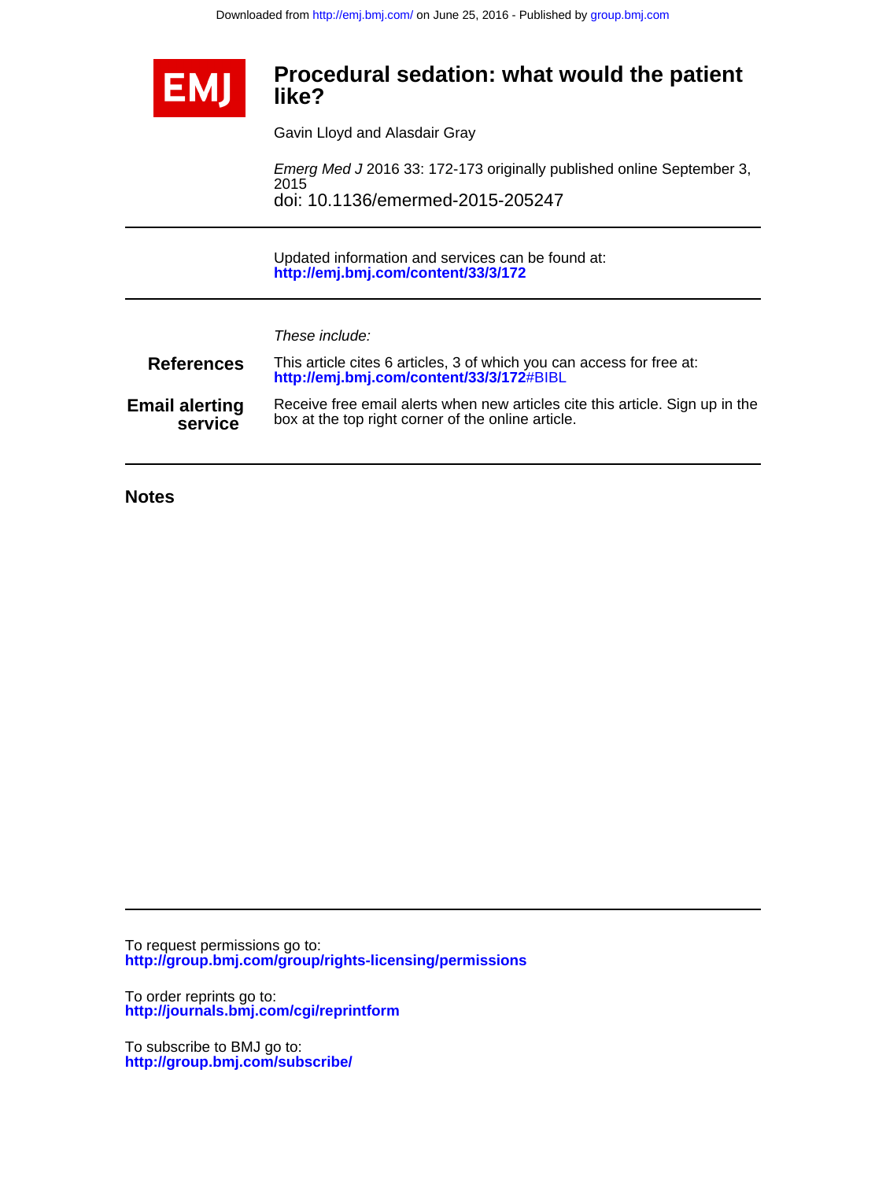# Procedural sedation: what would the patient like?

Gavin Lloyd and Alasdair Gray

*Emerg Med J* 2016 33: 172-173 originally published online September 3, 2015

doi: 10.1136/emermed-2015-205247

Updated information and services can be found at:
**http://emj.bmj.com/content/33/3/172**

*These include:*

**References**

This article cites 6 articles, 3 of which you can access for free at:
**http://emj.bmj.com/content/33/3/172**#BIBL

**Email alerting service**

Receive free email alerts when new articles cite this article. Sign up in the box at the top right corner of the online article.

## Notes

To request permissions go to:
**http://group.bmj.com/group/rights-licensing/permissions**

To order reprints go to:
**http://journals.bmj.com/cgi/reprintform**

To subscribe to BMJ go to:
**http://group.bmj.com/subscribe/**